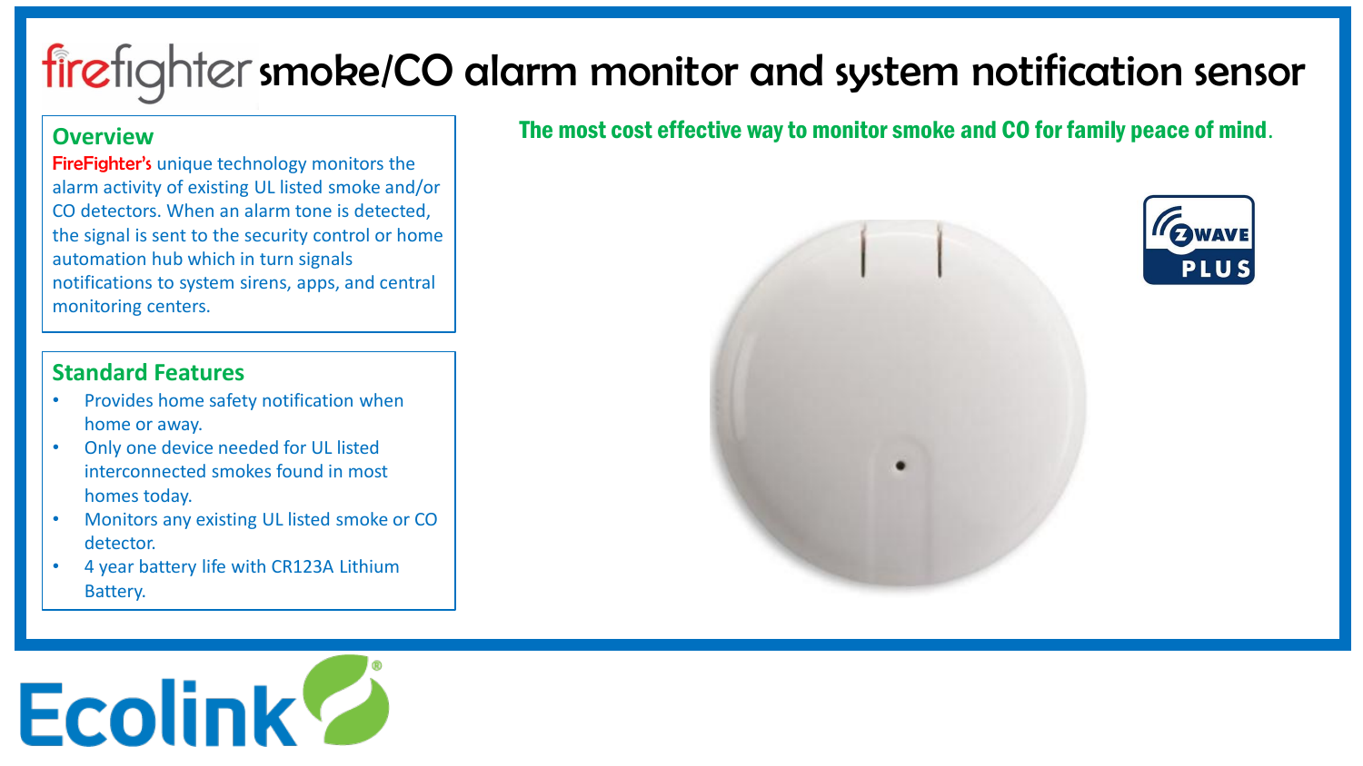# firefighter smoke/CO alarm monitor and system notification sensor

**The most cost effective way to monitor smoke and CO for family peace of mind.**

## Overview

FireFighter's unique technology monitors the alarm activity of existing UL listed smoke and/or CO detectors. When an alarm tone is detected, the signal is sent to the security control or home automation hub which in turn signals notifications to system sirens, apps, and central monitoring centers.

## Standard Features

- Provides home safety notification when home or away.
- Only one device needed for UL listed interconnected smokes found in most homes today.
- Monitors any existing UL listed smoke or CO detector.
- 4 year battery life with CR123A Lithium Battery.

Z WAVE PLUS

Ecolink®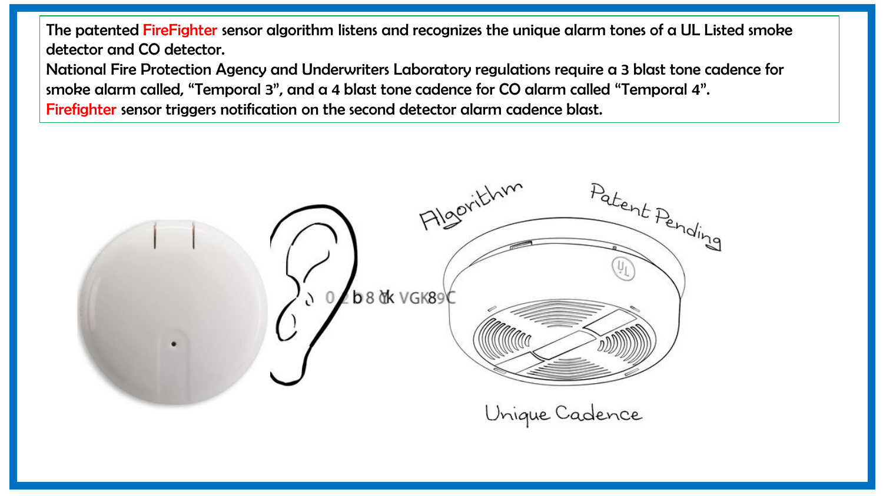The patented FireFighter sensor algorithm listens and recognizes the unique alarm tones of a UL Listed smoke detector and CO detector.

National Fire Protection Agency and Underwriters Laboratory regulations require a 3 blast tone cadence for smoke alarm called, "Temporal 3", and a 4 blast tone cadence for CO alarm called "Temporal 4".

Firefighter sensor triggers notification on the second detector alarm cadence blast.

Algorithm

Patent Pending

Unique Cadence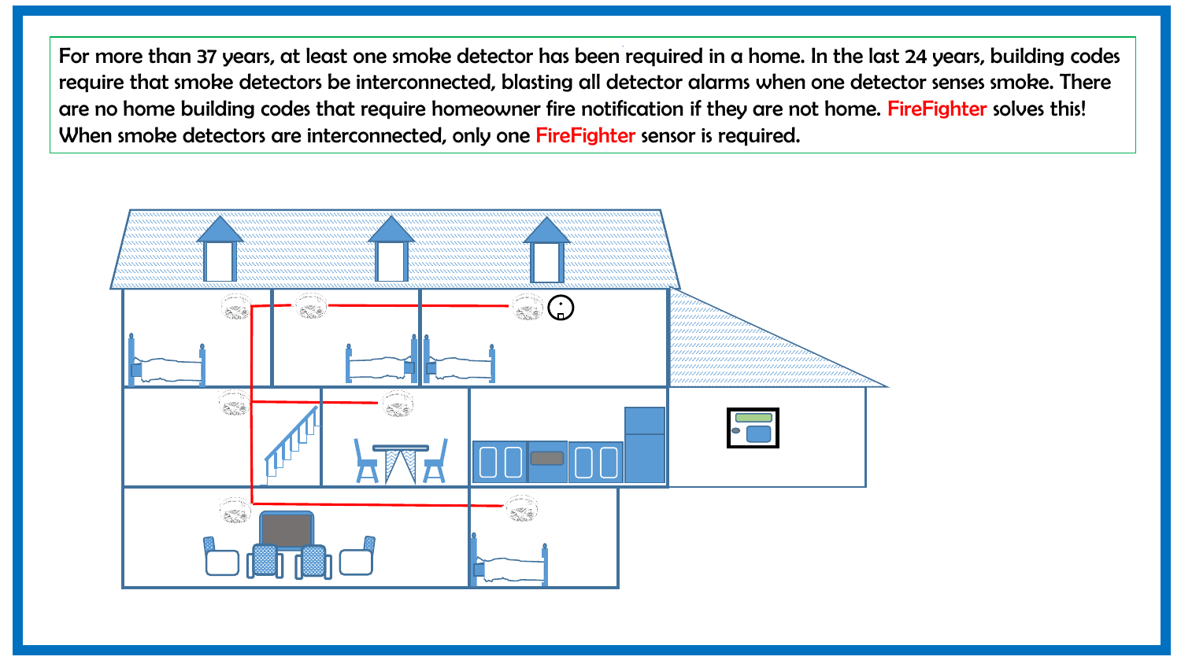For more than 37 years, at least one smoke detector has been required in a home. In the last 24 years, building codes require that smoke detectors be interconnected, blasting all detector alarms when one detector senses smoke. There are no home building codes that require homeowner fire notification if they are not home. FireFighter solves this! When smoke detectors are interconnected, only one FireFighter sensor is required.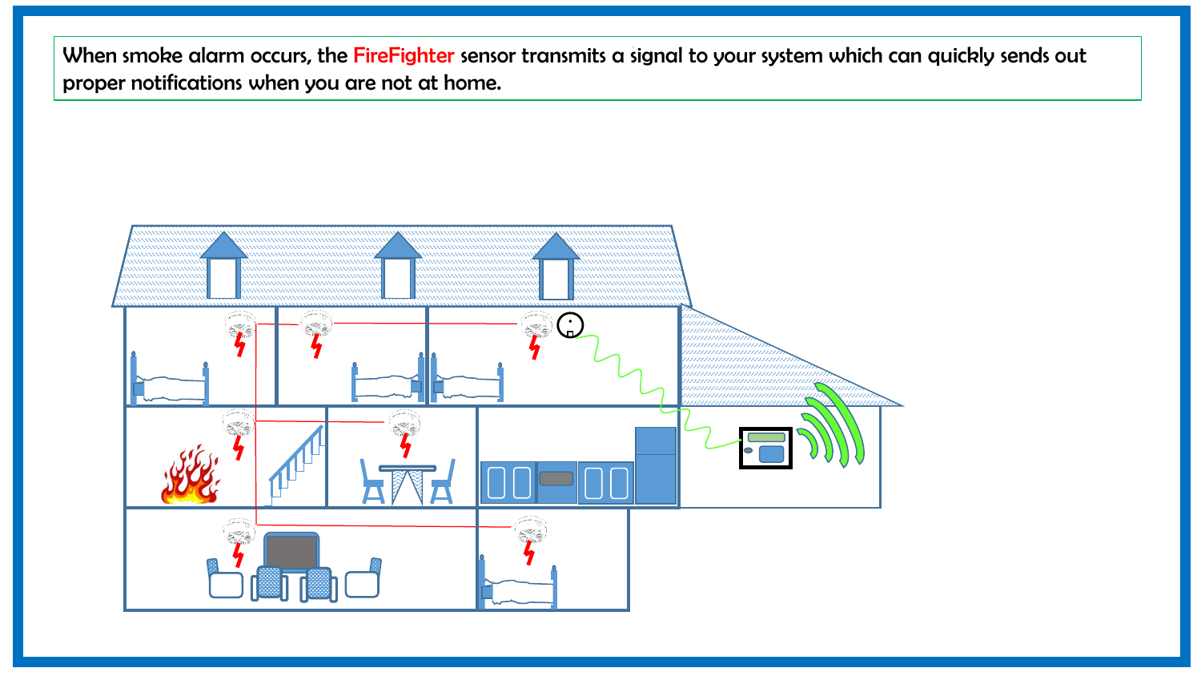When smoke alarm occurs, the FireFighter sensor transmits a signal to your system which can quickly sends out proper notifications when you are not at home.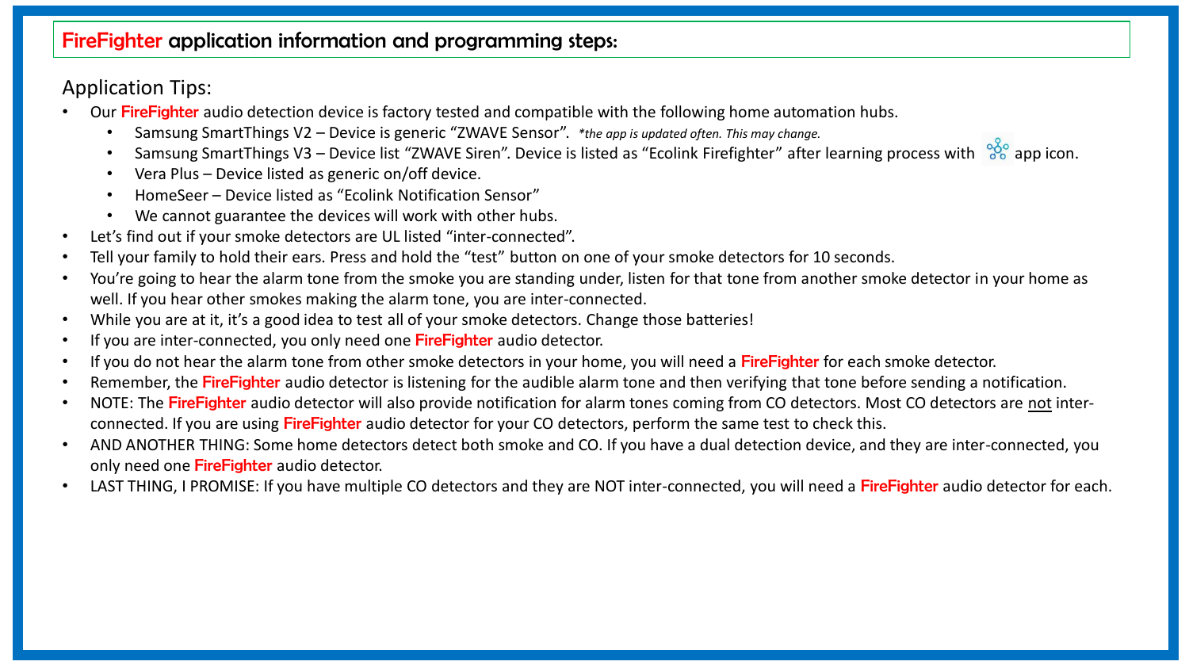# FireFighter application information and programming steps:

## Application Tips:

- Our **FireFighter** audio detection device is factory tested and compatible with the following home automation hubs.
  - Samsung SmartThings V2 – Device is generic "ZWAVE Sensor". *\*the app is updated often. This may change.*
  - Samsung SmartThings V3 – Device list "ZWAVE Siren". Device is listed as "Ecolink Firefighter" after learning process with app icon.
  - Vera Plus – Device listed as generic on/off device.
  - HomeSeer – Device listed as "Ecolink Notification Sensor"
  - We cannot guarantee the devices will work with other hubs.
- Let's find out if your smoke detectors are UL listed "inter-connected".
- Tell your family to hold their ears. Press and hold the "test" button on one of your smoke detectors for 10 seconds.
- You're going to hear the alarm tone from the smoke you are standing under, listen for that tone from another smoke detector in your home as well. If you hear other smokes making the alarm tone, you are inter-connected.
- While you are at it, it's a good idea to test all of your smoke detectors. Change those batteries!
- If you are inter-connected, you only need one **FireFighter** audio detector.
- If you do not hear the alarm tone from other smoke detectors in your home, you will need a **FireFighter** for each smoke detector.
- Remember, the **FireFighter** audio detector is listening for the audible alarm tone and then verifying that tone before sending a notification.
- NOTE: The **FireFighter** audio detector will also provide notification for alarm tones coming from CO detectors. Most CO detectors are <u>not</u> inter-connected. If you are using **FireFighter** audio detector for your CO detectors, perform the same test to check this.
- AND ANOTHER THING: Some home detectors detect both smoke and CO. If you have a dual detection device, and they are inter-connected, you only need one **FireFighter** audio detector.
- LAST THING, I PROMISE: If you have multiple CO detectors and they are NOT inter-connected, you will need a **FireFighter** audio detector for each.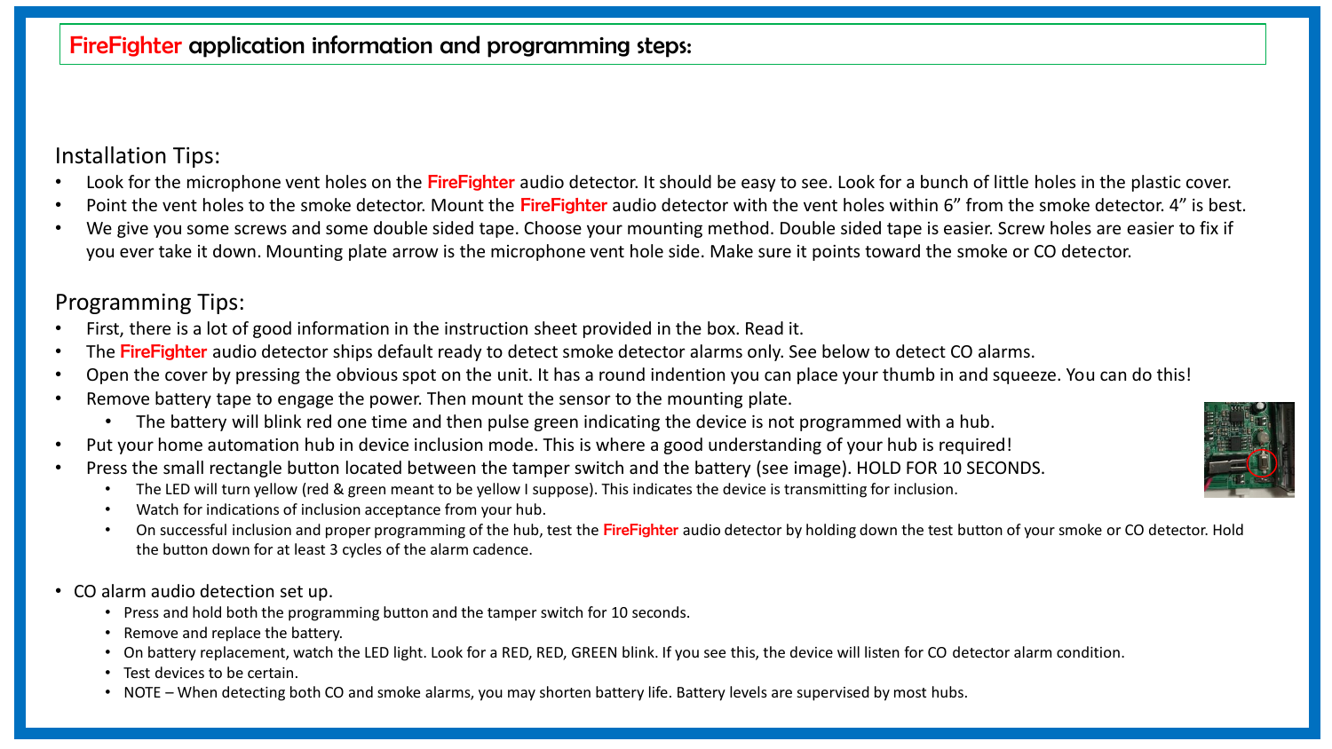# FireFighter application information and programming steps:

## Installation Tips:

- Look for the microphone vent holes on the **FireFighter** audio detector. It should be easy to see. Look for a bunch of little holes in the plastic cover.
- Point the vent holes to the smoke detector. Mount the **FireFighter** audio detector with the vent holes within 6" from the smoke detector. 4" is best.
- We give you some screws and some double sided tape. Choose your mounting method. Double sided tape is easier. Screw holes are easier to fix if you ever take it down. Mounting plate arrow is the microphone vent hole side. Make sure it points toward the smoke or CO detector.

## Programming Tips:

- First, there is a lot of good information in the instruction sheet provided in the box. Read it.
- The **FireFighter** audio detector ships default ready to detect smoke detector alarms only. See below to detect CO alarms.
- Open the cover by pressing the obvious spot on the unit. It has a round indention you can place your thumb in and squeeze. You can do this!
- Remove battery tape to engage the power. Then mount the sensor to the mounting plate.
  - The battery will blink red one time and then pulse green indicating the device is not programmed with a hub.
- Put your home automation hub in device inclusion mode. This is where a good understanding of your hub is required!
- Press the small rectangle button located between the tamper switch and the battery (see image). HOLD FOR 10 SECONDS.
  - The LED will turn yellow (red & green meant to be yellow I suppose). This indicates the device is transmitting for inclusion.
  - Watch for indications of inclusion acceptance from your hub.
  - On successful inclusion and proper programming of the hub, test the **FireFighter** audio detector by holding down the test button of your smoke or CO detector. Hold the button down for at least 3 cycles of the alarm cadence.

- CO alarm audio detection set up.
  - Press and hold both the programming button and the tamper switch for 10 seconds.
  - Remove and replace the battery.
  - On battery replacement, watch the LED light. Look for a RED, RED, GREEN blink. If you see this, the device will listen for CO detector alarm condition.
  - Test devices to be certain.
  - NOTE – When detecting both CO and smoke alarms, you may shorten battery life. Battery levels are supervised by most hubs.